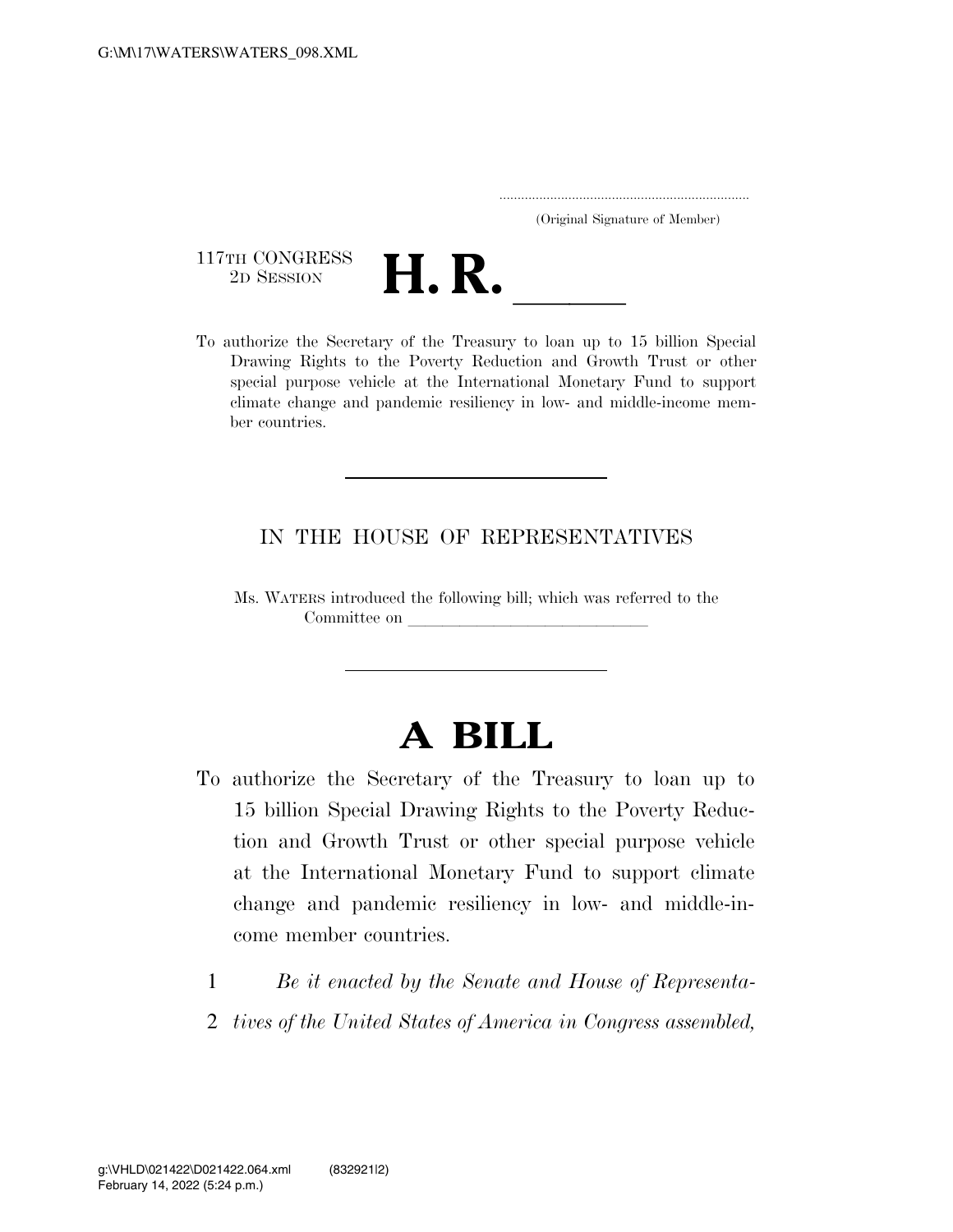.....................................................................
(Original Signature of Member)

117TH CONGRESS
2D SESSION

# H. R. \_\_\_\_\_\_

To authorize the Secretary of the Treasury to loan up to 15 billion Special Drawing Rights to the Poverty Reduction and Growth Trust or other special purpose vehicle at the International Monetary Fund to support climate change and pandemic resiliency in low- and middle-income member countries.

---

IN THE HOUSE OF REPRESENTATIVES

Ms. WATERS introduced the following bill; which was referred to the Committee on \_\_\_\_\_\_\_\_\_\_\_\_\_\_\_\_\_\_\_\_\_\_\_\_\_\_\_\_

---

# A BILL

To authorize the Secretary of the Treasury to loan up to 15 billion Special Drawing Rights to the Poverty Reduction and Growth Trust or other special purpose vehicle at the International Monetary Fund to support climate change and pandemic resiliency in low- and middle-income member countries.

1 *Be it enacted by the Senate and House of Representa-*
2 *tives of the United States of America in Congress assembled,*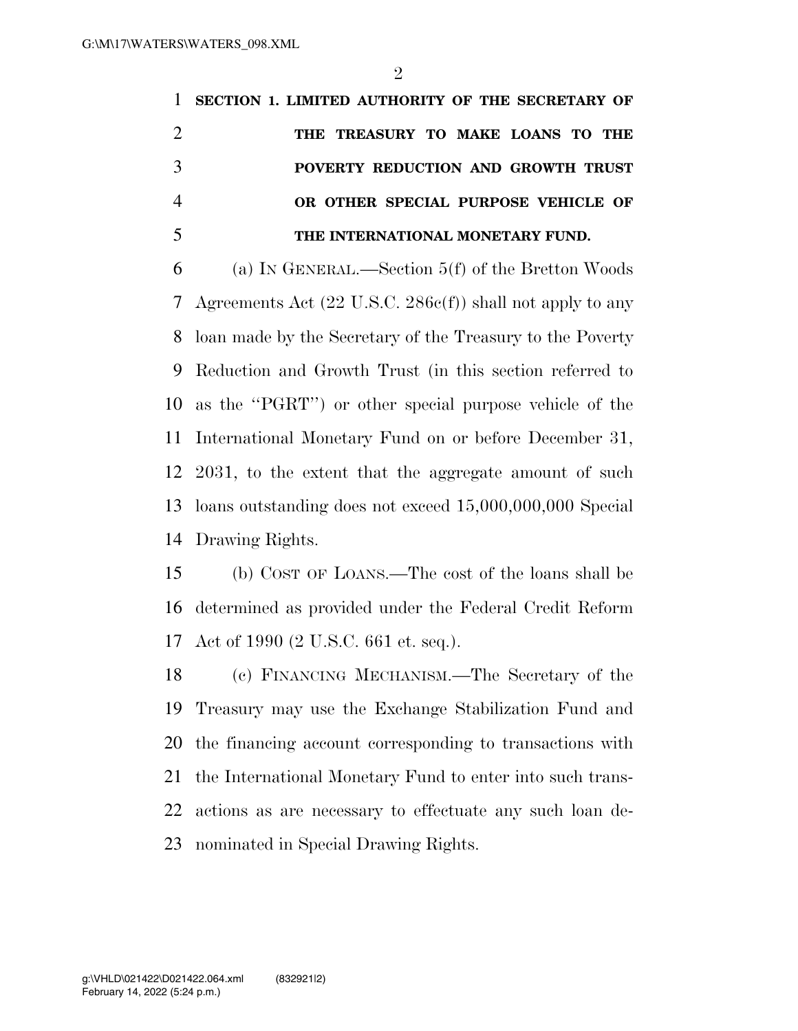**SECTION 1. LIMITED AUTHORITY OF THE SECRETARY OF THE TREASURY TO MAKE LOANS TO THE POVERTY REDUCTION AND GROWTH TRUST OR OTHER SPECIAL PURPOSE VEHICLE OF THE INTERNATIONAL MONETARY FUND.**

(a) IN GENERAL.—Section 5(f) of the Bretton Woods Agreements Act (22 U.S.C. 286c(f)) shall not apply to any loan made by the Secretary of the Treasury to the Poverty Reduction and Growth Trust (in this section referred to as the ''PGRT'') or other special purpose vehicle of the International Monetary Fund on or before December 31, 2031, to the extent that the aggregate amount of such loans outstanding does not exceed 15,000,000,000 Special Drawing Rights.

(b) COST OF LOANS.—The cost of the loans shall be determined as provided under the Federal Credit Reform Act of 1990 (2 U.S.C. 661 et. seq.).

(c) FINANCING MECHANISM.—The Secretary of the Treasury may use the Exchange Stabilization Fund and the financing account corresponding to transactions with the International Monetary Fund to enter into such transactions as are necessary to effectuate any such loan denominated in Special Drawing Rights.